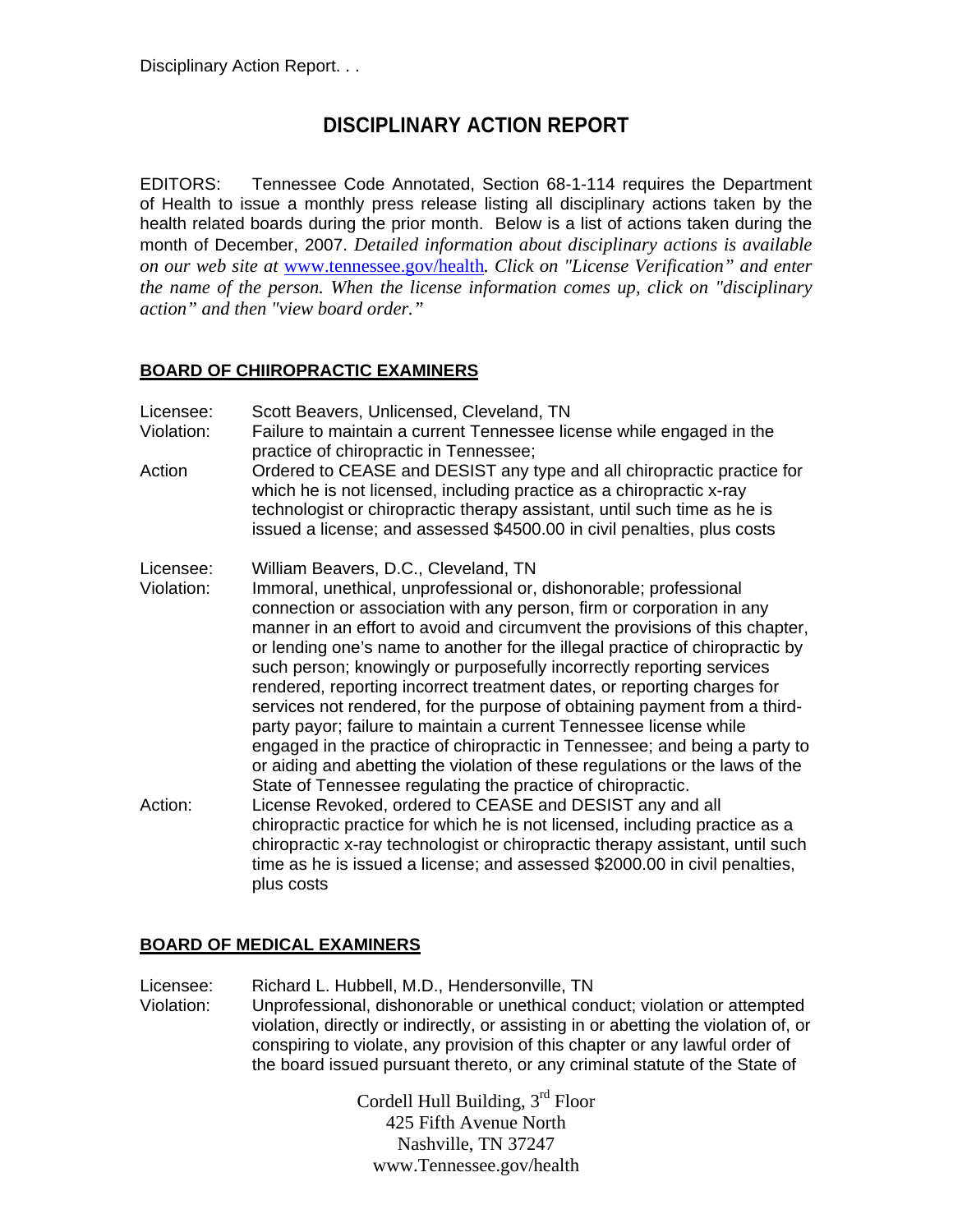# DISCIPLINARY ACTION REPORT

EDITORS: Tennessee Code Annotated, Section 68-1-114 requires the Department of Health to issue a monthly press release listing all disciplinary actions taken by the health related boards during the prior month. Below is a list of actions taken during the month of December, 2007. *Detailed information about disciplinary actions is available on our web site at* www.tennessee.gov/health*. Click on "License Verification" and enter the name of the person. When the license information comes up, click on "disciplinary action" and then "view board order."*

## BOARD OF CHIIROPRACTIC EXAMINERS

Licensee: Scott Beavers, Unlicensed, Cleveland, TN

Violation: Failure to maintain a current Tennessee license while engaged in the practice of chiropractic in Tennessee;

Action Ordered to CEASE and DESIST any type and all chiropractic practice for which he is not licensed, including practice as a chiropractic x-ray technologist or chiropractic therapy assistant, until such time as he is issued a license; and assessed $4500.00 in civil penalties, plus costs

Licensee: William Beavers, D.C., Cleveland, TN

Violation: Immoral, unethical, unprofessional or, dishonorable; professional connection or association with any person, firm or corporation in any manner in an effort to avoid and circumvent the provisions of this chapter, or lending one's name to another for the illegal practice of chiropractic by such person; knowingly or purposefully incorrectly reporting services rendered, reporting incorrect treatment dates, or reporting charges for services not rendered, for the purpose of obtaining payment from a third-party payor; failure to maintain a current Tennessee license while engaged in the practice of chiropractic in Tennessee; and being a party to or aiding and abetting the violation of these regulations or the laws of the State of Tennessee regulating the practice of chiropractic.

Action: License Revoked, ordered to CEASE and DESIST any and all chiropractic practice for which he is not licensed, including practice as a chiropractic x-ray technologist or chiropractic therapy assistant, until such time as he is issued a license; and assessed $2000.00 in civil penalties, plus costs

## BOARD OF MEDICAL EXAMINERS

Licensee: Richard L. Hubbell, M.D., Hendersonville, TN

Violation: Unprofessional, dishonorable or unethical conduct; violation or attempted violation, directly or indirectly, or assisting in or abetting the violation of, or conspiring to violate, any provision of this chapter or any lawful order of the board issued pursuant thereto, or any criminal statute of the State of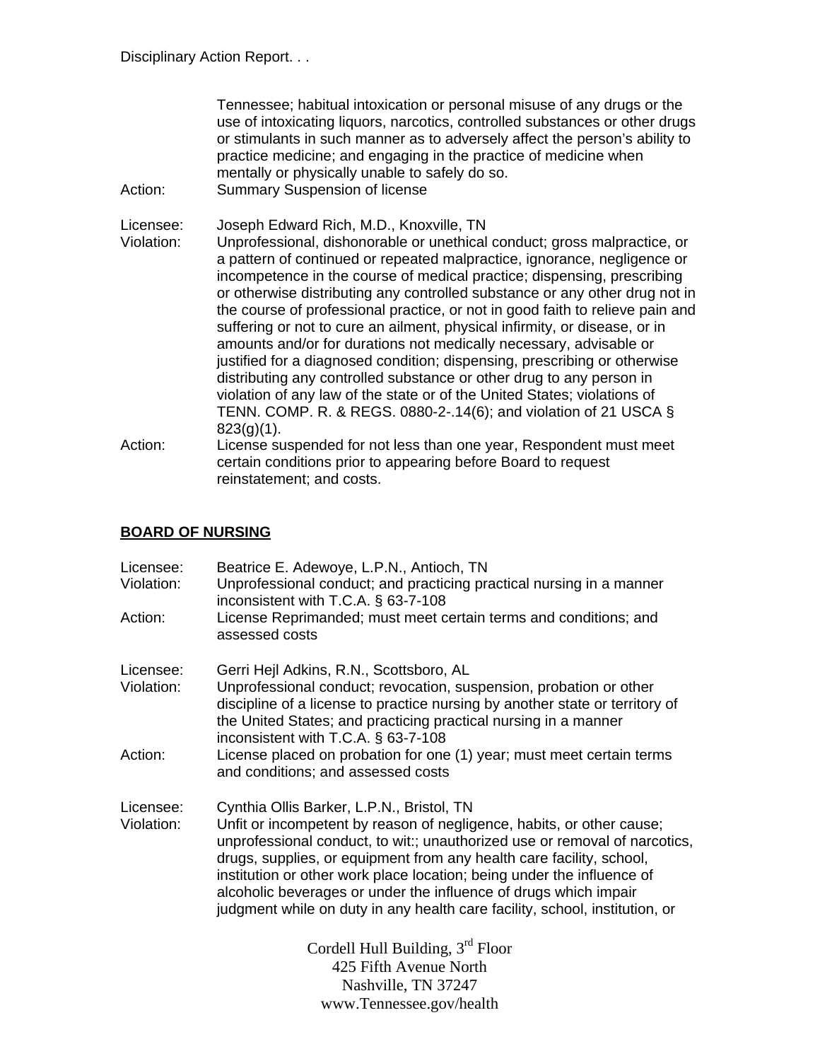Tennessee; habitual intoxication or personal misuse of any drugs or the use of intoxicating liquors, narcotics, controlled substances or other drugs or stimulants in such manner as to adversely affect the person's ability to practice medicine; and engaging in the practice of medicine when mentally or physically unable to safely do so.

Action: Summary Suspension of license

Licensee: Joseph Edward Rich, M.D., Knoxville, TN

Violation: Unprofessional, dishonorable or unethical conduct; gross malpractice, or a pattern of continued or repeated malpractice, ignorance, negligence or incompetence in the course of medical practice; dispensing, prescribing or otherwise distributing any controlled substance or any other drug not in the course of professional practice, or not in good faith to relieve pain and suffering or not to cure an ailment, physical infirmity, or disease, or in amounts and/or for durations not medically necessary, advisable or justified for a diagnosed condition; dispensing, prescribing or otherwise distributing any controlled substance or other drug to any person in violation of any law of the state or of the United States; violations of TENN. COMP. R. & REGS. 0880-2-.14(6); and violation of 21 USCA § 823(g)(1).

Action: License suspended for not less than one year, Respondent must meet certain conditions prior to appearing before Board to request reinstatement; and costs.

## BOARD OF NURSING

Licensee: Beatrice E. Adewoye, L.P.N., Antioch, TN

Violation: Unprofessional conduct; and practicing practical nursing in a manner inconsistent with T.C.A. § 63-7-108

Action: License Reprimanded; must meet certain terms and conditions; and assessed costs

Licensee: Gerri Hejl Adkins, R.N., Scottsboro, AL

Violation: Unprofessional conduct; revocation, suspension, probation or other discipline of a license to practice nursing by another state or territory of the United States; and practicing practical nursing in a manner inconsistent with T.C.A. § 63-7-108

Action: License placed on probation for one (1) year; must meet certain terms and conditions; and assessed costs

Licensee: Cynthia Ollis Barker, L.P.N., Bristol, TN

Violation: Unfit or incompetent by reason of negligence, habits, or other cause; unprofessional conduct, to wit:; unauthorized use or removal of narcotics, drugs, supplies, or equipment from any health care facility, school, institution or other work place location; being under the influence of alcoholic beverages or under the influence of drugs which impair judgment while on duty in any health care facility, school, institution, or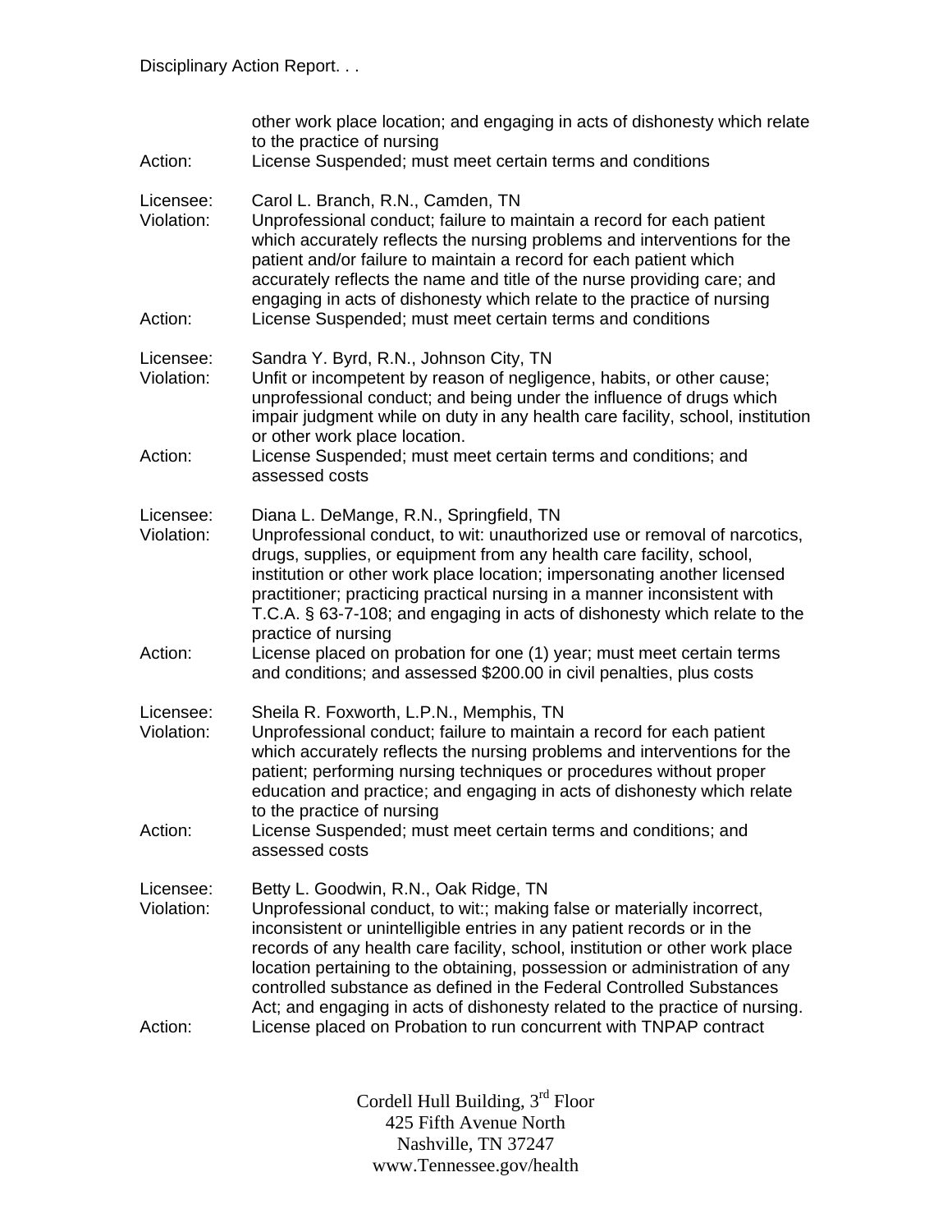other work place location; and engaging in acts of dishonesty which relate to the practice of nursing

Action: License Suspended; must meet certain terms and conditions

Licensee: Carol L. Branch, R.N., Camden, TN

Violation: Unprofessional conduct; failure to maintain a record for each patient which accurately reflects the nursing problems and interventions for the patient and/or failure to maintain a record for each patient which accurately reflects the name and title of the nurse providing care; and engaging in acts of dishonesty which relate to the practice of nursing

Action: License Suspended; must meet certain terms and conditions

Licensee: Sandra Y. Byrd, R.N., Johnson City, TN

Violation: Unfit or incompetent by reason of negligence, habits, or other cause; unprofessional conduct; and being under the influence of drugs which impair judgment while on duty in any health care facility, school, institution or other work place location.

Action: License Suspended; must meet certain terms and conditions; and assessed costs

Licensee: Diana L. DeMange, R.N., Springfield, TN

Violation: Unprofessional conduct, to wit: unauthorized use or removal of narcotics, drugs, supplies, or equipment from any health care facility, school, institution or other work place location; impersonating another licensed practitioner; practicing practical nursing in a manner inconsistent with T.C.A. § 63-7-108; and engaging in acts of dishonesty which relate to the practice of nursing

Action: License placed on probation for one (1) year; must meet certain terms and conditions; and assessed $200.00 in civil penalties, plus costs

Licensee: Sheila R. Foxworth, L.P.N., Memphis, TN

Violation: Unprofessional conduct; failure to maintain a record for each patient which accurately reflects the nursing problems and interventions for the patient; performing nursing techniques or procedures without proper education and practice; and engaging in acts of dishonesty which relate to the practice of nursing

Action: License Suspended; must meet certain terms and conditions; and assessed costs

Licensee: Betty L. Goodwin, R.N., Oak Ridge, TN

Violation: Unprofessional conduct, to wit:; making false or materially incorrect, inconsistent or unintelligible entries in any patient records or in the records of any health care facility, school, institution or other work place location pertaining to the obtaining, possession or administration of any controlled substance as defined in the Federal Controlled Substances Act; and engaging in acts of dishonesty related to the practice of nursing.

Action: License placed on Probation to run concurrent with TNPAP contract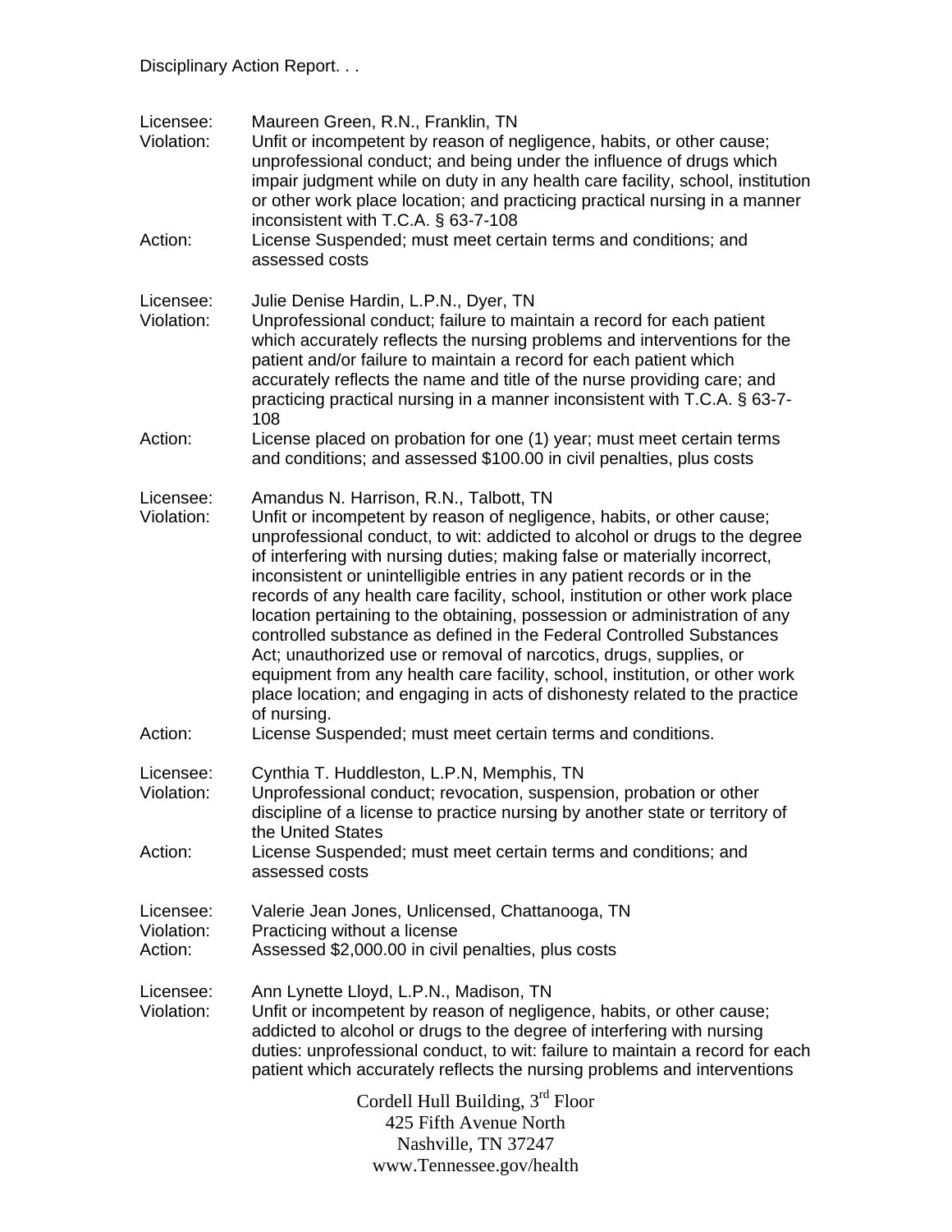Disciplinary Action Report. . .

Licensee: Maureen Green, R.N., Franklin, TN
Violation: Unfit or incompetent by reason of negligence, habits, or other cause; unprofessional conduct; and being under the influence of drugs which impair judgment while on duty in any health care facility, school, institution or other work place location; and practicing practical nursing in a manner inconsistent with T.C.A. § 63-7-108
Action: License Suspended; must meet certain terms and conditions; and assessed costs

Licensee: Julie Denise Hardin, L.P.N., Dyer, TN
Violation: Unprofessional conduct; failure to maintain a record for each patient which accurately reflects the nursing problems and interventions for the patient and/or failure to maintain a record for each patient which accurately reflects the name and title of the nurse providing care; and practicing practical nursing in a manner inconsistent with T.C.A. § 63-7-108
Action: License placed on probation for one (1) year; must meet certain terms and conditions; and assessed $100.00 in civil penalties, plus costs

Licensee: Amandus N. Harrison, R.N., Talbott, TN
Violation: Unfit or incompetent by reason of negligence, habits, or other cause; unprofessional conduct, to wit: addicted to alcohol or drugs to the degree of interfering with nursing duties; making false or materially incorrect, inconsistent or unintelligible entries in any patient records or in the records of any health care facility, school, institution or other work place location pertaining to the obtaining, possession or administration of any controlled substance as defined in the Federal Controlled Substances Act; unauthorized use or removal of narcotics, drugs, supplies, or equipment from any health care facility, school, institution, or other work place location; and engaging in acts of dishonesty related to the practice of nursing.
Action: License Suspended; must meet certain terms and conditions.

Licensee: Cynthia T. Huddleston, L.P.N, Memphis, TN
Violation: Unprofessional conduct; revocation, suspension, probation or other discipline of a license to practice nursing by another state or territory of the United States
Action: License Suspended; must meet certain terms and conditions; and assessed costs

Licensee: Valerie Jean Jones, Unlicensed, Chattanooga, TN
Violation: Practicing without a license
Action: Assessed $2,000.00 in civil penalties, plus costs

Licensee: Ann Lynette Lloyd, L.P.N., Madison, TN
Violation: Unfit or incompetent by reason of negligence, habits, or other cause; addicted to alcohol or drugs to the degree of interfering with nursing duties: unprofessional conduct, to wit: failure to maintain a record for each patient which accurately reflects the nursing problems and interventions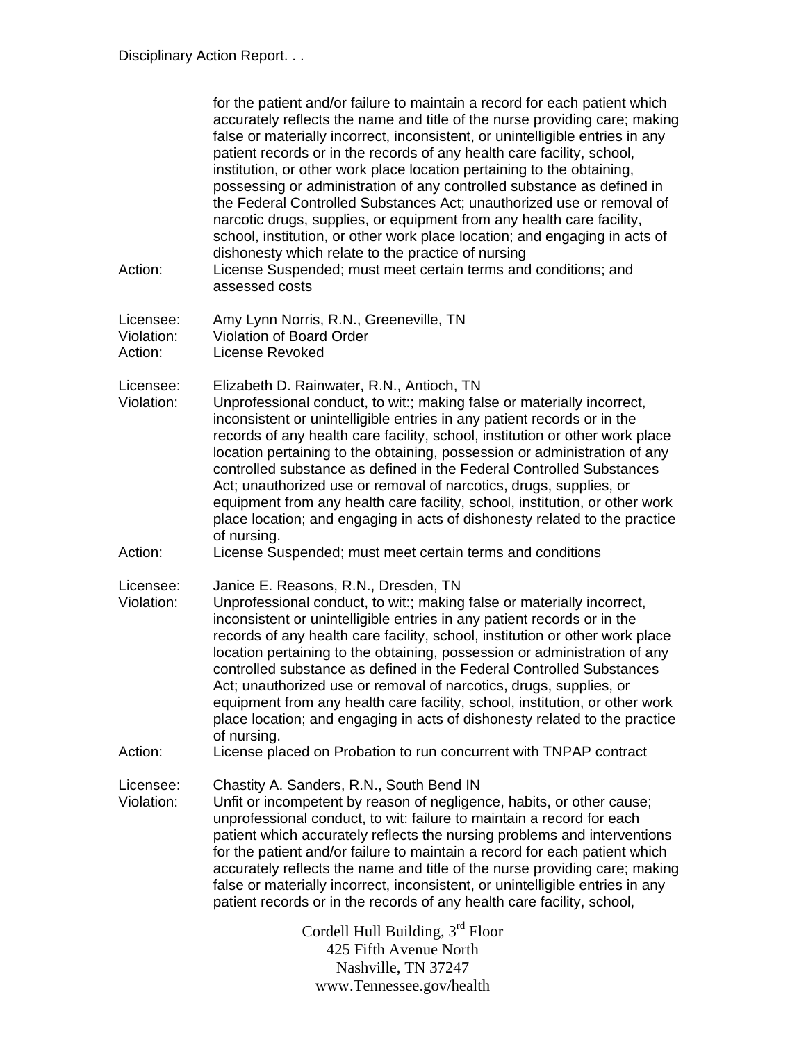for the patient and/or failure to maintain a record for each patient which accurately reflects the name and title of the nurse providing care; making false or materially incorrect, inconsistent, or unintelligible entries in any patient records or in the records of any health care facility, school, institution, or other work place location pertaining to the obtaining, possessing or administration of any controlled substance as defined in the Federal Controlled Substances Act; unauthorized use or removal of narcotic drugs, supplies, or equipment from any health care facility, school, institution, or other work place location; and engaging in acts of dishonesty which relate to the practice of nursing

Action: License Suspended; must meet certain terms and conditions; and assessed costs

Licensee: Amy Lynn Norris, R.N., Greeneville, TN
Violation: Violation of Board Order
Action: License Revoked

Licensee: Elizabeth D. Rainwater, R.N., Antioch, TN
Violation: Unprofessional conduct, to wit:; making false or materially incorrect, inconsistent or unintelligible entries in any patient records or in the records of any health care facility, school, institution or other work place location pertaining to the obtaining, possession or administration of any controlled substance as defined in the Federal Controlled Substances Act; unauthorized use or removal of narcotics, drugs, supplies, or equipment from any health care facility, school, institution, or other work place location; and engaging in acts of dishonesty related to the practice of nursing.
Action: License Suspended; must meet certain terms and conditions

Licensee: Janice E. Reasons, R.N., Dresden, TN
Violation: Unprofessional conduct, to wit:; making false or materially incorrect, inconsistent or unintelligible entries in any patient records or in the records of any health care facility, school, institution or other work place location pertaining to the obtaining, possession or administration of any controlled substance as defined in the Federal Controlled Substances Act; unauthorized use or removal of narcotics, drugs, supplies, or equipment from any health care facility, school, institution, or other work place location; and engaging in acts of dishonesty related to the practice of nursing.
Action: License placed on Probation to run concurrent with TNPAP contract

Licensee: Chastity A. Sanders, R.N., South Bend IN
Violation: Unfit or incompetent by reason of negligence, habits, or other cause; unprofessional conduct, to wit: failure to maintain a record for each patient which accurately reflects the nursing problems and interventions for the patient and/or failure to maintain a record for each patient which accurately reflects the name and title of the nurse providing care; making false or materially incorrect, inconsistent, or unintelligible entries in any patient records or in the records of any health care facility, school,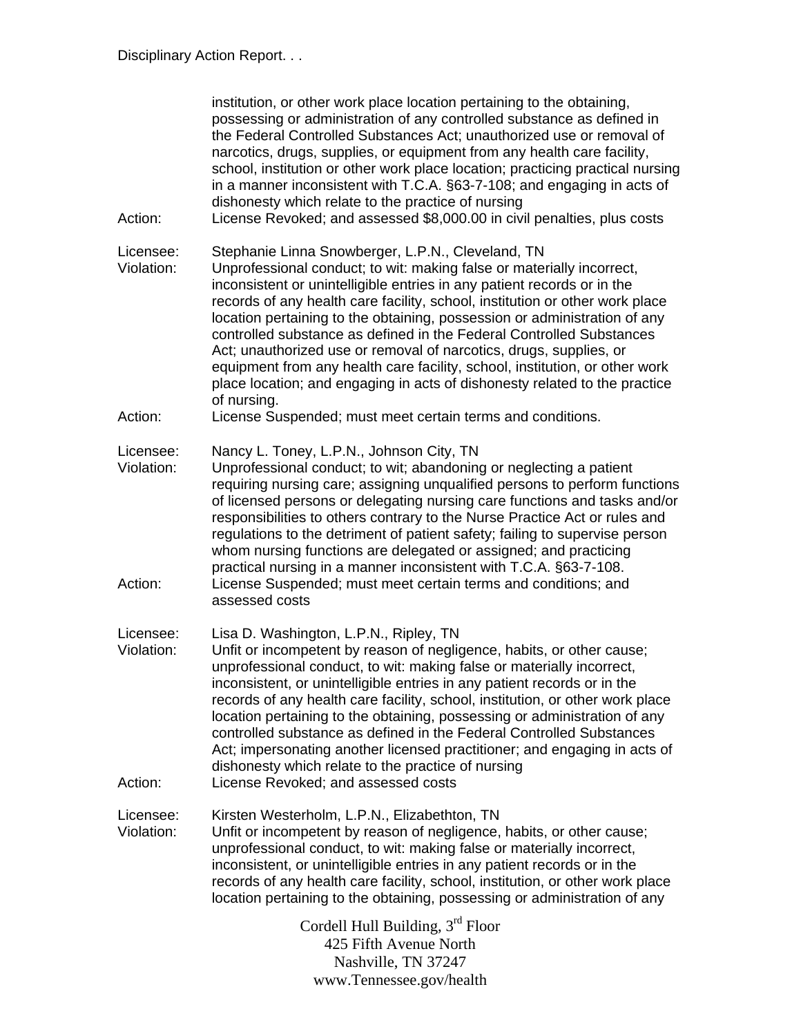institution, or other work place location pertaining to the obtaining, possessing or administration of any controlled substance as defined in the Federal Controlled Substances Act; unauthorized use or removal of narcotics, drugs, supplies, or equipment from any health care facility, school, institution or other work place location; practicing practical nursing in a manner inconsistent with T.C.A. §63-7-108; and engaging in acts of dishonesty which relate to the practice of nursing

Action: License Revoked; and assessed $8,000.00 in civil penalties, plus costs

Licensee: Stephanie Linna Snowberger, L.P.N., Cleveland, TN

Violation: Unprofessional conduct; to wit: making false or materially incorrect, inconsistent or unintelligible entries in any patient records or in the records of any health care facility, school, institution or other work place location pertaining to the obtaining, possession or administration of any controlled substance as defined in the Federal Controlled Substances Act; unauthorized use or removal of narcotics, drugs, supplies, or equipment from any health care facility, school, institution, or other work place location; and engaging in acts of dishonesty related to the practice of nursing.

Action: License Suspended; must meet certain terms and conditions.

Licensee: Nancy L. Toney, L.P.N., Johnson City, TN

Violation: Unprofessional conduct; to wit; abandoning or neglecting a patient requiring nursing care; assigning unqualified persons to perform functions of licensed persons or delegating nursing care functions and tasks and/or responsibilities to others contrary to the Nurse Practice Act or rules and regulations to the detriment of patient safety; failing to supervise person whom nursing functions are delegated or assigned; and practicing practical nursing in a manner inconsistent with T.C.A. §63-7-108.

Action: License Suspended; must meet certain terms and conditions; and assessed costs

Licensee: Lisa D. Washington, L.P.N., Ripley, TN

Violation: Unfit or incompetent by reason of negligence, habits, or other cause; unprofessional conduct, to wit: making false or materially incorrect, inconsistent, or unintelligible entries in any patient records or in the records of any health care facility, school, institution, or other work place location pertaining to the obtaining, possessing or administration of any controlled substance as defined in the Federal Controlled Substances Act; impersonating another licensed practitioner; and engaging in acts of dishonesty which relate to the practice of nursing

Action: License Revoked; and assessed costs

Licensee: Kirsten Westerholm, L.P.N., Elizabethton, TN

Violation: Unfit or incompetent by reason of negligence, habits, or other cause; unprofessional conduct, to wit: making false or materially incorrect, inconsistent, or unintelligible entries in any patient records or in the records of any health care facility, school, institution, or other work place location pertaining to the obtaining, possessing or administration of any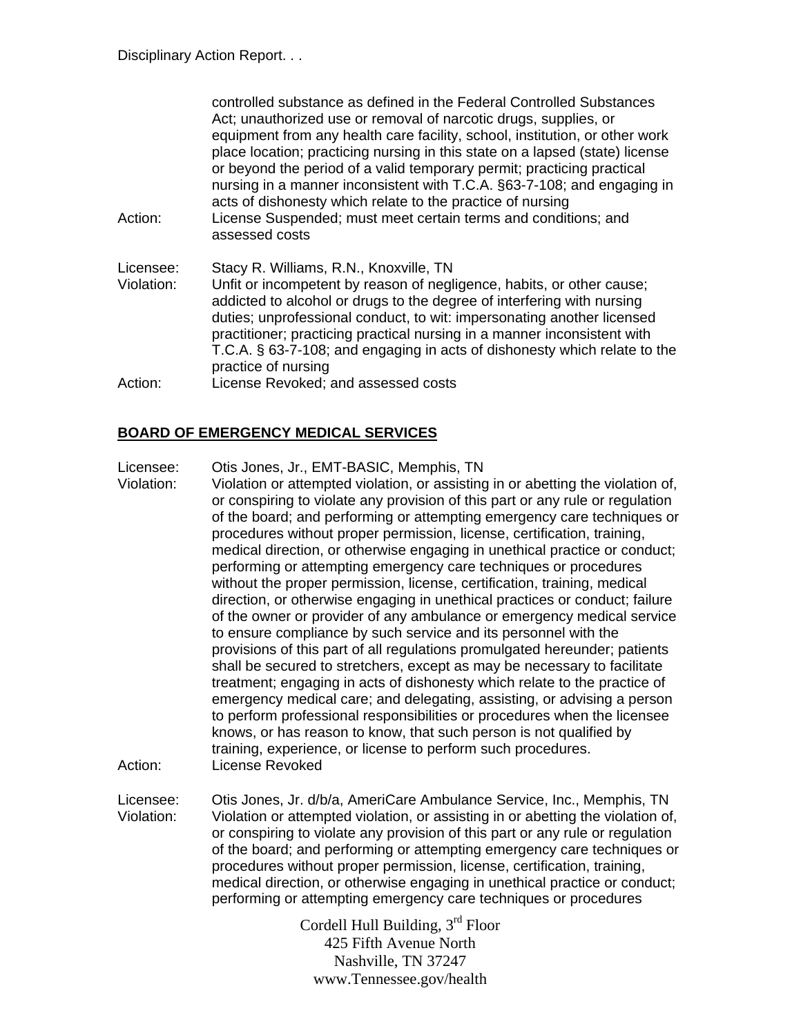controlled substance as defined in the Federal Controlled Substances Act; unauthorized use or removal of narcotic drugs, supplies, or equipment from any health care facility, school, institution, or other work place location; practicing nursing in this state on a lapsed (state) license or beyond the period of a valid temporary permit; practicing practical nursing in a manner inconsistent with T.C.A. §63-7-108; and engaging in acts of dishonesty which relate to the practice of nursing

Action: License Suspended; must meet certain terms and conditions; and assessed costs

Licensee: Stacy R. Williams, R.N., Knoxville, TN

Violation: Unfit or incompetent by reason of negligence, habits, or other cause; addicted to alcohol or drugs to the degree of interfering with nursing duties; unprofessional conduct, to wit: impersonating another licensed practitioner; practicing practical nursing in a manner inconsistent with T.C.A. § 63-7-108; and engaging in acts of dishonesty which relate to the practice of nursing

Action: License Revoked; and assessed costs

## BOARD OF EMERGENCY MEDICAL SERVICES

Licensee: Otis Jones, Jr., EMT-BASIC, Memphis, TN

Violation: Violation or attempted violation, or assisting in or abetting the violation of, or conspiring to violate any provision of this part or any rule or regulation of the board; and performing or attempting emergency care techniques or procedures without proper permission, license, certification, training, medical direction, or otherwise engaging in unethical practice or conduct; performing or attempting emergency care techniques or procedures without the proper permission, license, certification, training, medical direction, or otherwise engaging in unethical practices or conduct; failure of the owner or provider of any ambulance or emergency medical service to ensure compliance by such service and its personnel with the provisions of this part of all regulations promulgated hereunder; patients shall be secured to stretchers, except as may be necessary to facilitate treatment; engaging in acts of dishonesty which relate to the practice of emergency medical care; and delegating, assisting, or advising a person to perform professional responsibilities or procedures when the licensee knows, or has reason to know, that such person is not qualified by training, experience, or license to perform such procedures.

Action: License Revoked

Licensee: Otis Jones, Jr. d/b/a, AmeriCare Ambulance Service, Inc., Memphis, TN

Violation: Violation or attempted violation, or assisting in or abetting the violation of, or conspiring to violate any provision of this part or any rule or regulation of the board; and performing or attempting emergency care techniques or procedures without proper permission, license, certification, training, medical direction, or otherwise engaging in unethical practice or conduct; performing or attempting emergency care techniques or procedures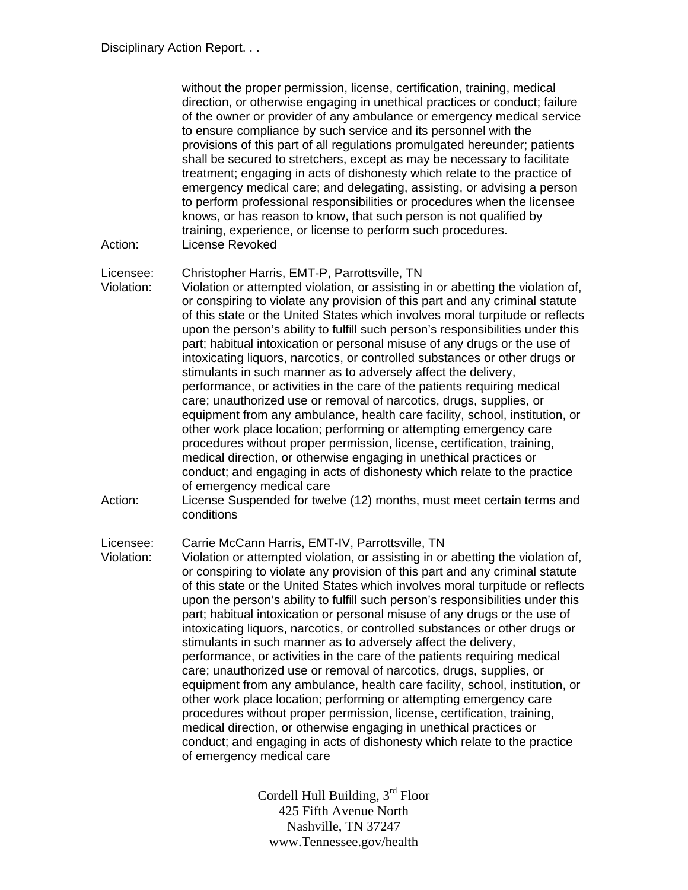without the proper permission, license, certification, training, medical direction, or otherwise engaging in unethical practices or conduct; failure of the owner or provider of any ambulance or emergency medical service to ensure compliance by such service and its personnel with the provisions of this part of all regulations promulgated hereunder; patients shall be secured to stretchers, except as may be necessary to facilitate treatment; engaging in acts of dishonesty which relate to the practice of emergency medical care; and delegating, assisting, or advising a person to perform professional responsibilities or procedures when the licensee knows, or has reason to know, that such person is not qualified by training, experience, or license to perform such procedures.

Action: License Revoked

Licensee: Christopher Harris, EMT-P, Parrottsville, TN

Violation: Violation or attempted violation, or assisting in or abetting the violation of, or conspiring to violate any provision of this part and any criminal statute of this state or the United States which involves moral turpitude or reflects upon the person's ability to fulfill such person's responsibilities under this part; habitual intoxication or personal misuse of any drugs or the use of intoxicating liquors, narcotics, or controlled substances or other drugs or stimulants in such manner as to adversely affect the delivery, performance, or activities in the care of the patients requiring medical care; unauthorized use or removal of narcotics, drugs, supplies, or equipment from any ambulance, health care facility, school, institution, or other work place location; performing or attempting emergency care procedures without proper permission, license, certification, training, medical direction, or otherwise engaging in unethical practices or conduct; and engaging in acts of dishonesty which relate to the practice of emergency medical care

Action: License Suspended for twelve (12) months, must meet certain terms and conditions

Licensee: Carrie McCann Harris, EMT-IV, Parrottsville, TN

Violation: Violation or attempted violation, or assisting in or abetting the violation of, or conspiring to violate any provision of this part and any criminal statute of this state or the United States which involves moral turpitude or reflects upon the person's ability to fulfill such person's responsibilities under this part; habitual intoxication or personal misuse of any drugs or the use of intoxicating liquors, narcotics, or controlled substances or other drugs or stimulants in such manner as to adversely affect the delivery, performance, or activities in the care of the patients requiring medical care; unauthorized use or removal of narcotics, drugs, supplies, or equipment from any ambulance, health care facility, school, institution, or other work place location; performing or attempting emergency care procedures without proper permission, license, certification, training, medical direction, or otherwise engaging in unethical practices or conduct; and engaging in acts of dishonesty which relate to the practice of emergency medical care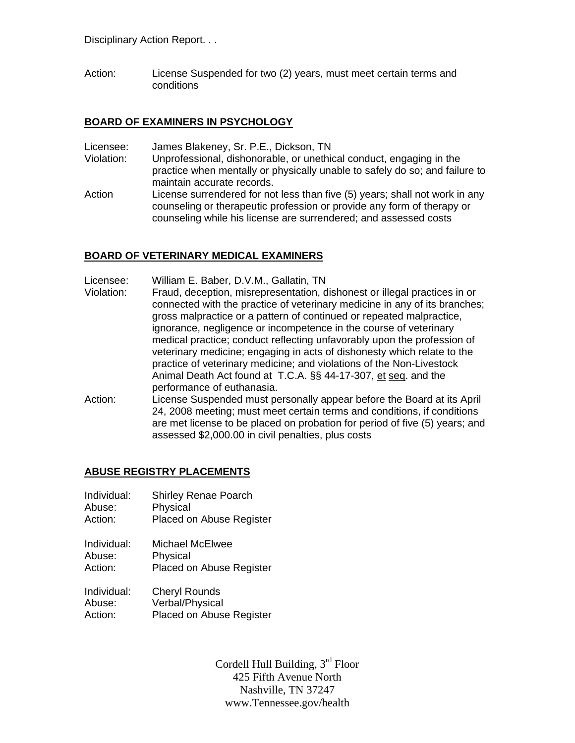Action: License Suspended for two (2) years, must meet certain terms and conditions

## BOARD OF EXAMINERS IN PSYCHOLOGY

Licensee: James Blakeney, Sr. P.E., Dickson, TN
Violation: Unprofessional, dishonorable, or unethical conduct, engaging in the practice when mentally or physically unable to safely do so; and failure to maintain accurate records.
Action License surrendered for not less than five (5) years; shall not work in any counseling or therapeutic profession or provide any form of therapy or counseling while his license are surrendered; and assessed costs

## BOARD OF VETERINARY MEDICAL EXAMINERS

Licensee: William E. Baber, D.V.M., Gallatin, TN
Violation: Fraud, deception, misrepresentation, dishonest or illegal practices in or connected with the practice of veterinary medicine in any of its branches; gross malpractice or a pattern of continued or repeated malpractice, ignorance, negligence or incompetence in the course of veterinary medical practice; conduct reflecting unfavorably upon the profession of veterinary medicine; engaging in acts of dishonesty which relate to the practice of veterinary medicine; and violations of the Non-Livestock Animal Death Act found at T.C.A. §§ 44-17-307, et seq. and the performance of euthanasia.
Action: License Suspended must personally appear before the Board at its April 24, 2008 meeting; must meet certain terms and conditions, if conditions are met license to be placed on probation for period of five (5) years; and assessed $2,000.00 in civil penalties, plus costs

## ABUSE REGISTRY PLACEMENTS

Individual: Shirley Renae Poarch
Abuse: Physical
Action: Placed on Abuse Register

Individual: Michael McElwee
Abuse: Physical
Action: Placed on Abuse Register

Individual: Cheryl Rounds
Abuse: Verbal/Physical
Action: Placed on Abuse Register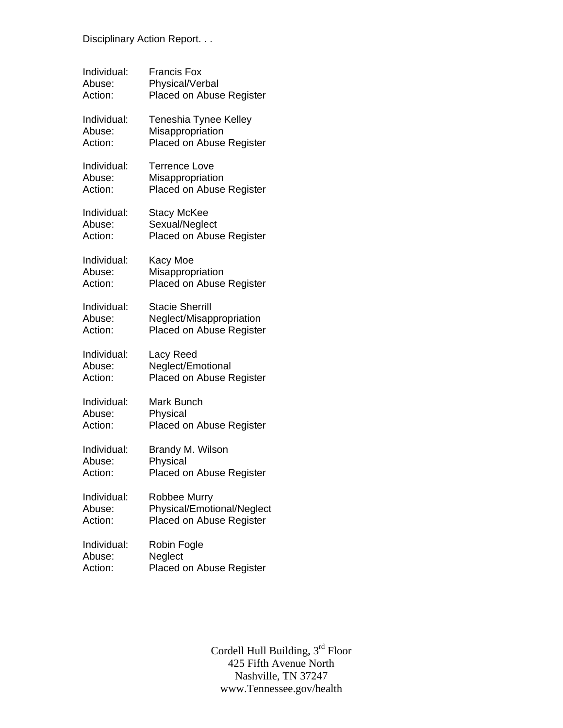Disciplinary Action Report. . .

Individual: Francis Fox
Abuse: Physical/Verbal
Action: Placed on Abuse Register

Individual: Teneshia Tynee Kelley
Abuse: Misappropriation
Action: Placed on Abuse Register

Individual: Terrence Love
Abuse: Misappropriation
Action: Placed on Abuse Register

Individual: Stacy McKee
Abuse: Sexual/Neglect
Action: Placed on Abuse Register

Individual: Kacy Moe
Abuse: Misappropriation
Action: Placed on Abuse Register

Individual: Stacie Sherrill
Abuse: Neglect/Misappropriation
Action: Placed on Abuse Register

Individual: Lacy Reed
Abuse: Neglect/Emotional
Action: Placed on Abuse Register

Individual: Mark Bunch
Abuse: Physical
Action: Placed on Abuse Register

Individual: Brandy M. Wilson
Abuse: Physical
Action: Placed on Abuse Register

Individual: Robbee Murry
Abuse: Physical/Emotional/Neglect
Action: Placed on Abuse Register

Individual: Robin Fogle
Abuse: Neglect
Action: Placed on Abuse Register

Cordell Hull Building, 3rd Floor
425 Fifth Avenue North
Nashville, TN 37247
www.Tennessee.gov/health